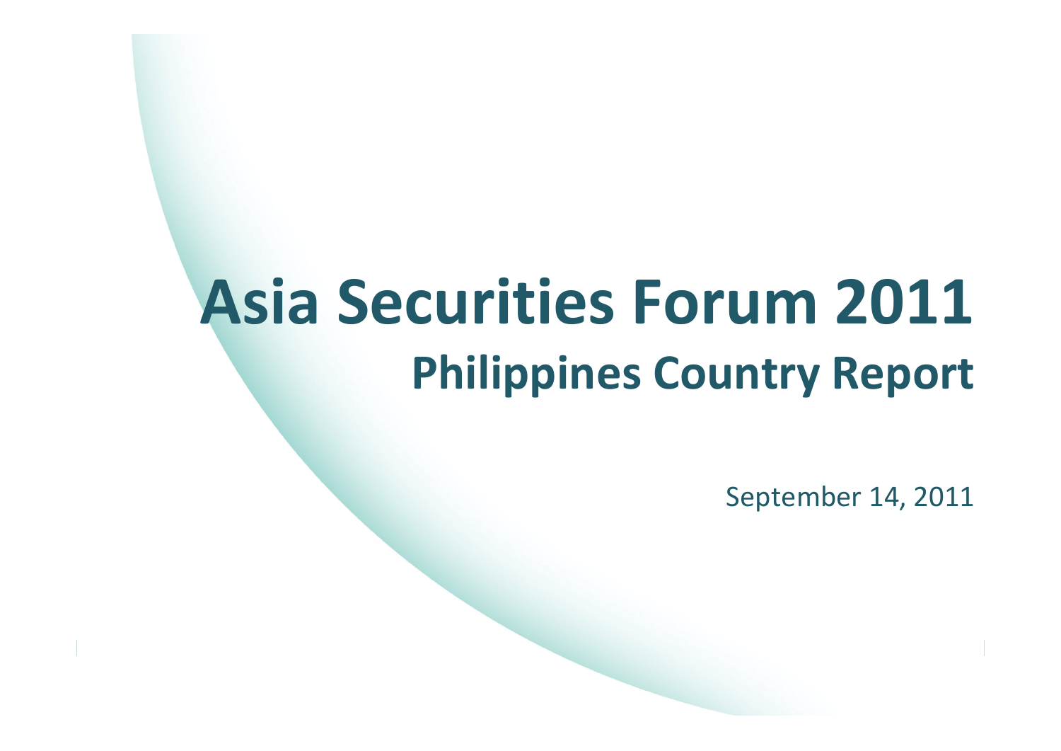# Asia Securities Forum 2011

## Philippines Country Report

September 14, 2011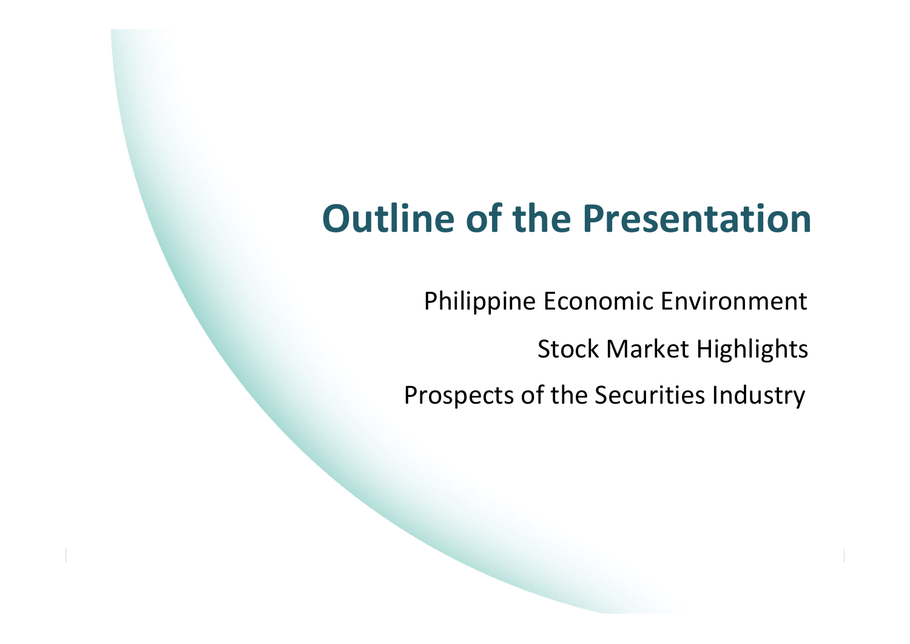# Outline of the Presentation

Philippine Economic Environment

Stock Market Highlights

Prospects of the Securities Industry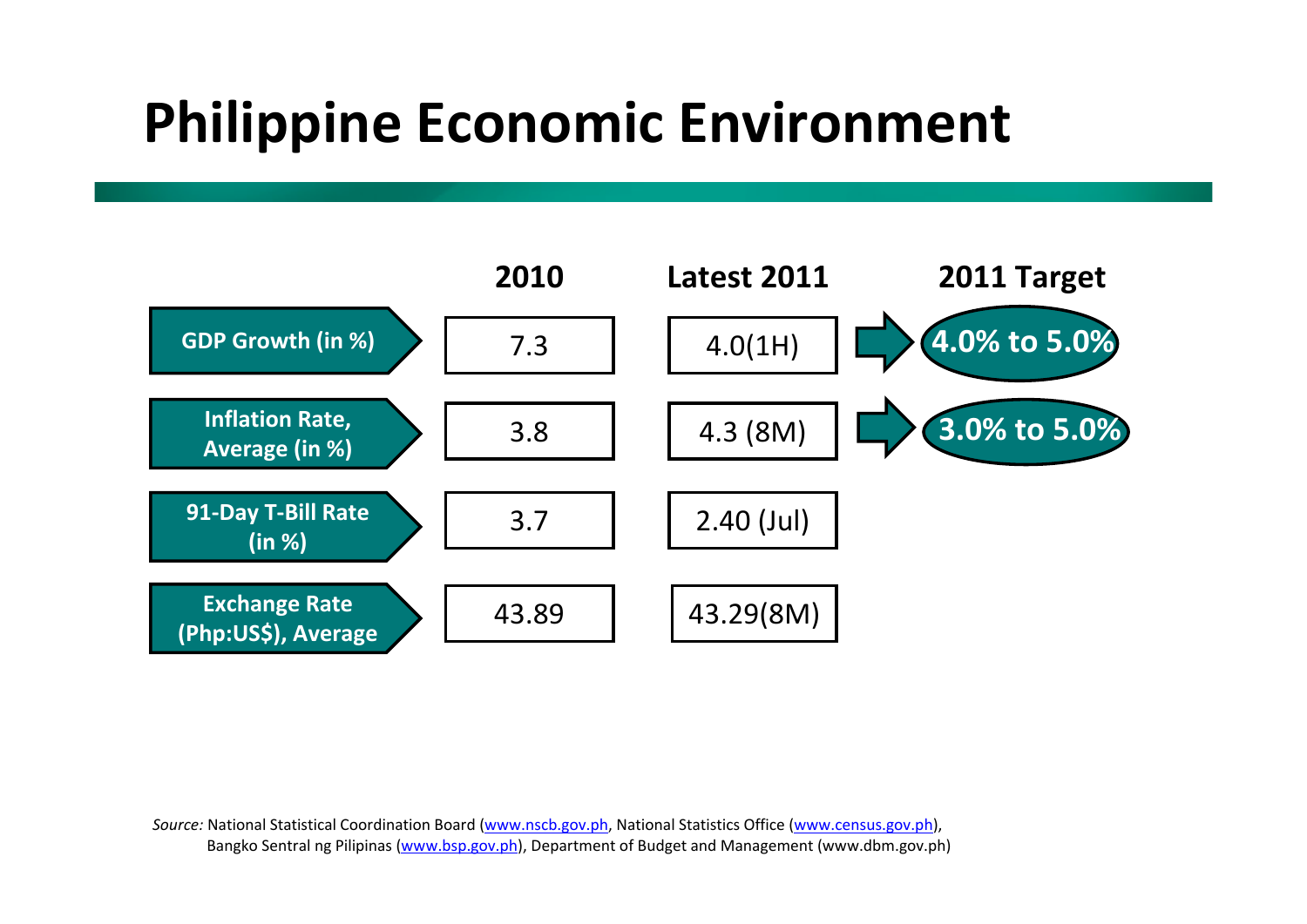# Philippine Economic Environment

| | 2010 | Latest 2011 | 2011 Target |
|---|---|---|---|
| GDP Growth (in %) | 7.3 | 4.0(1H) | 4.0% to 5.0% |
| Inflation Rate, Average (in %) | 3.8 | 4.3 (8M) | 3.0% to 5.0% |
| 91-Day T-Bill Rate (in %) | 3.7 | 2.40 (Jul) | |
| Exchange Rate (Php:US$), Average | 43.89 | 43.29(8M) | |

*Source:* National Statistical Coordination Board (www.nscb.gov.ph), National Statistics Office (www.census.gov.ph), Bangko Sentral ng Pilipinas (www.bsp.gov.ph), Department of Budget and Management (www.dbm.gov.ph)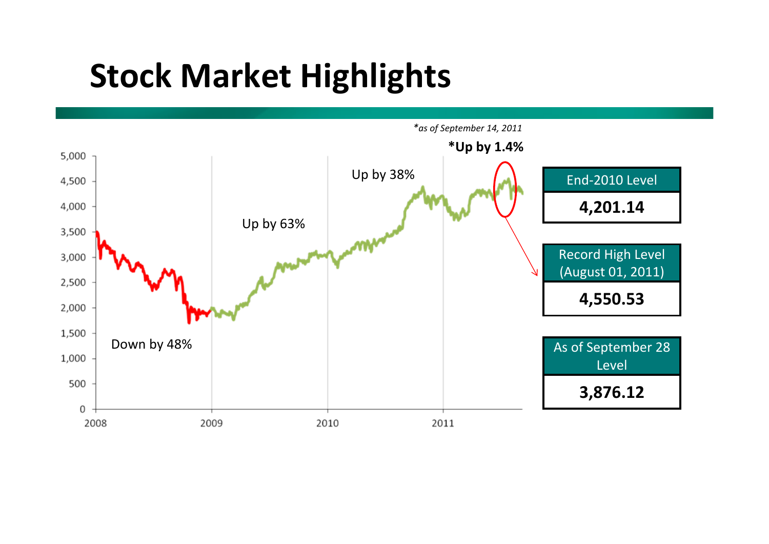# Stock Market Highlights

*\*as of September 14, 2011*

**\*Up by 1.4%**

Up by 38%

Up by 63%

Down by 48%

| End-2010 Level |
|---|
| **4,201.14** |

| Record High Level (August 01, 2011) |
|---|
| **4,550.53** |

| As of September 28 Level |
|---|
| **3,876.12** |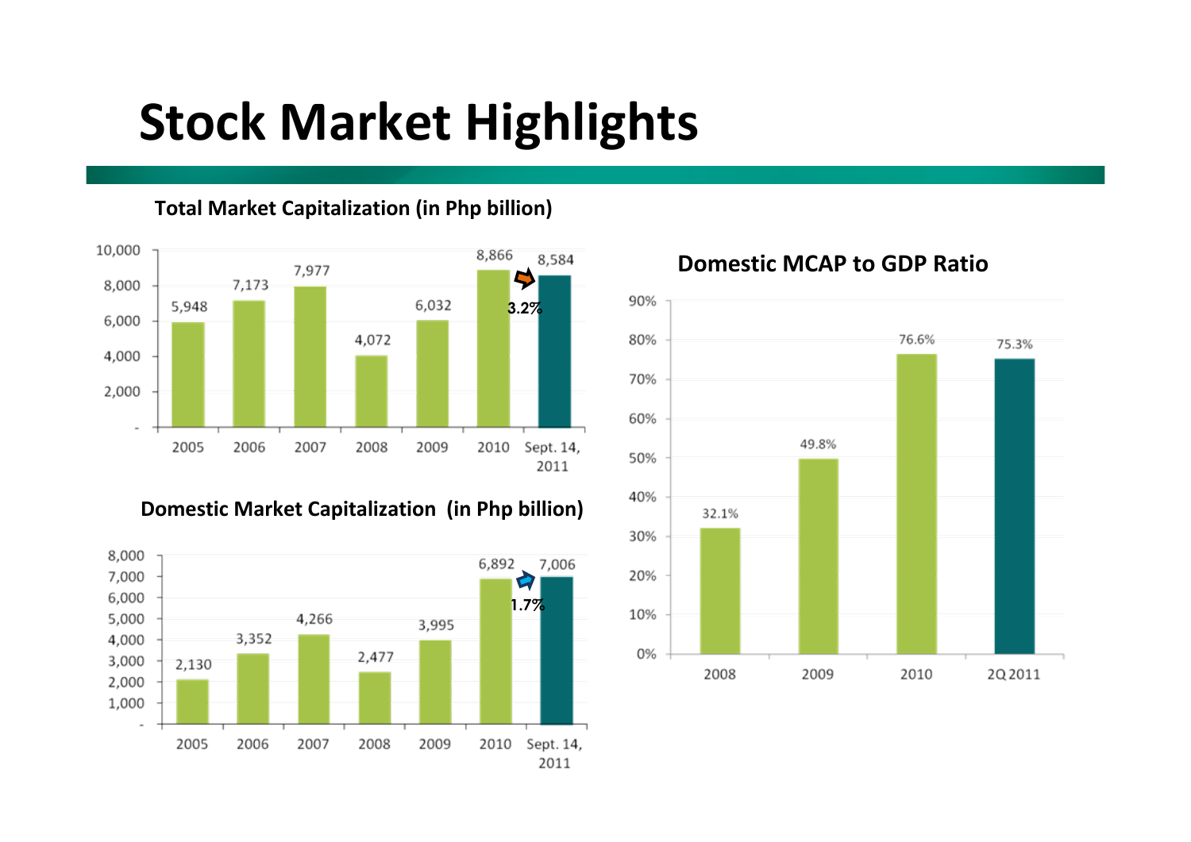# Stock Market Highlights

**Total Market Capitalization (in Php billion)**

| 2005 | 2006 | 2007 | 2008 | 2009 | 2010 | Sept. 14, 2011 |
|---|---|---|---|---|---|---|
| 5,948 | 7,173 | 7,977 | 4,072 | 6,032 | 8,866 | 8,584 |

3.2%

**Domestic Market Capitalization (in Php billion)**

| 2005 | 2006 | 2007 | 2008 | 2009 | 2010 | Sept. 14, 2011 |
|---|---|---|---|---|---|---|
| 2,130 | 3,352 | 4,266 | 2,477 | 3,995 | 6,892 | 7,006 |

1.7%

**Domestic MCAP to GDP Ratio**

| 2008 | 2009 | 2010 | 2Q 2011 |
|---|---|---|---|
| 32.1% | 49.8% | 76.6% | 75.3% |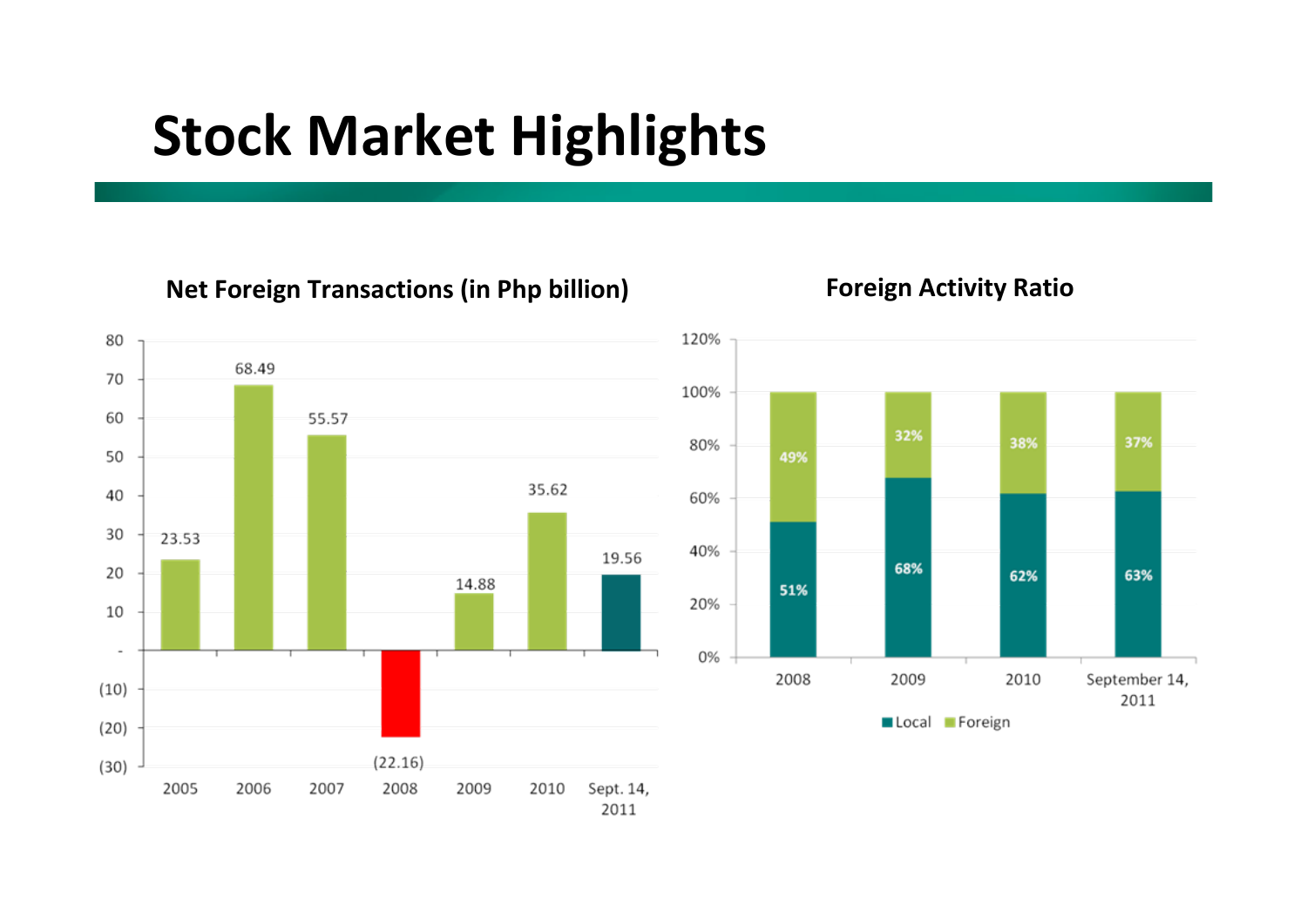# Stock Market Highlights

## Net Foreign Transactions (in Php billion)

| Year | Net Foreign Transactions |
|---|---|
| 2005 | 23.53 |
| 2006 | 68.49 |
| 2007 | 55.57 |
| 2008 | (22.16) |
| 2009 | 14.88 |
| 2010 | 35.62 |
| Sept. 14, 2011 | 19.56 |

## Foreign Activity Ratio

| | Local | Foreign |
|---|---|---|
| 2008 | 51% | 49% |
| 2009 | 68% | 32% |
| 2010 | 62% | 38% |
| September 14, 2011 | 63% | 37% |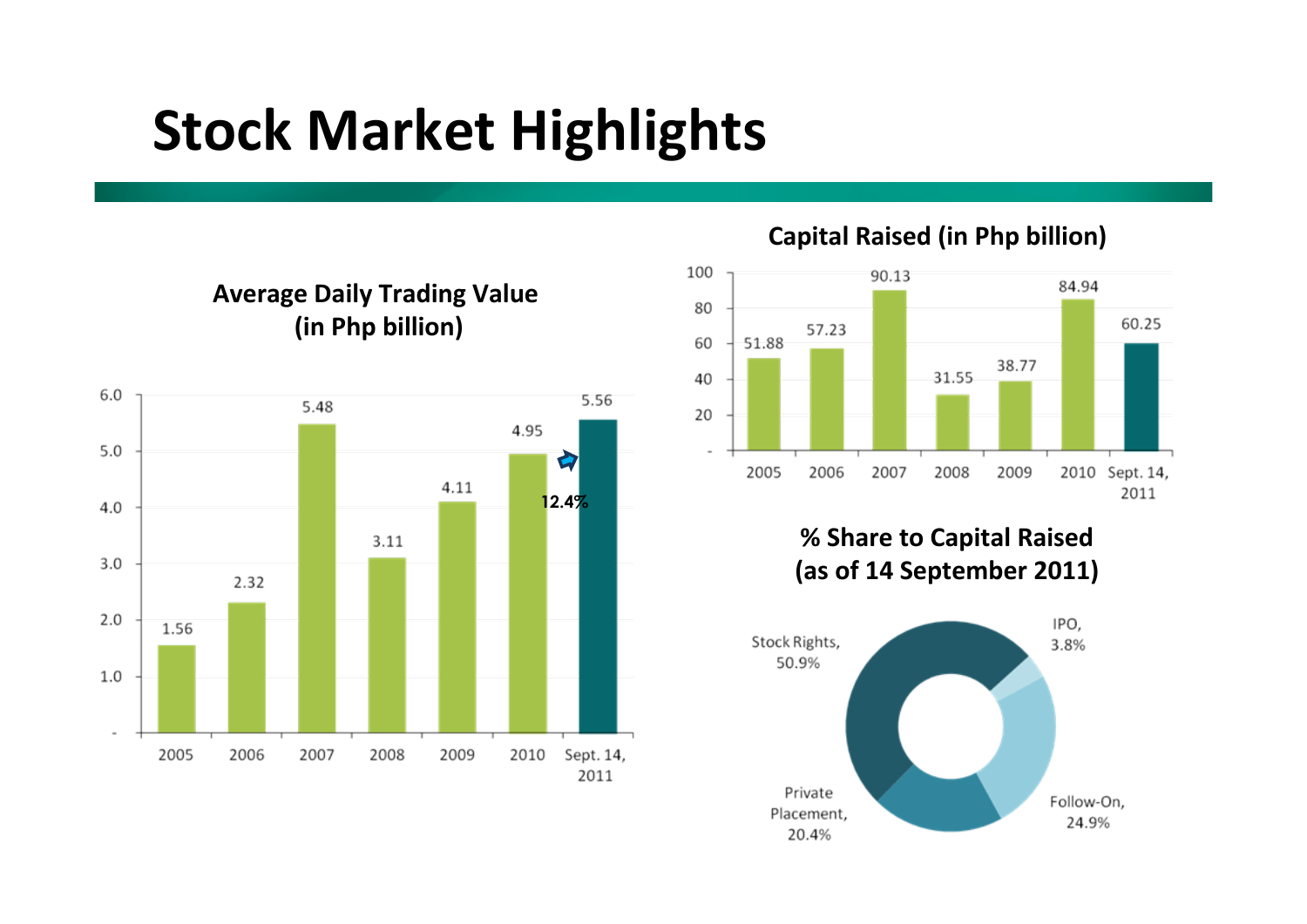# Stock Market Highlights

### Average Daily Trading Value (in Php billion)

| Year | Value |
|---|---|
| 2005 | 1.56 |
| 2006 | 2.32 |
| 2007 | 5.48 |
| 2008 | 3.11 |
| 2009 | 4.11 |
| 2010 | 4.95 |
| Sept. 14, 2011 | 5.56 |

12.4%

### Capital Raised (in Php billion)

| Year | Value |
|---|---|
| 2005 | 51.88 |
| 2006 | 57.23 |
| 2007 | 90.13 |
| 2008 | 31.55 |
| 2009 | 38.77 |
| 2010 | 84.94 |
| Sept. 14, 2011 | 60.25 |

### % Share to Capital Raised (as of 14 September 2011)

| Type | Share |
|---|---|
| Stock Rights | 50.9% |
| IPO | 3.8% |
| Follow-On | 24.9% |
| Private Placement | 20.4% |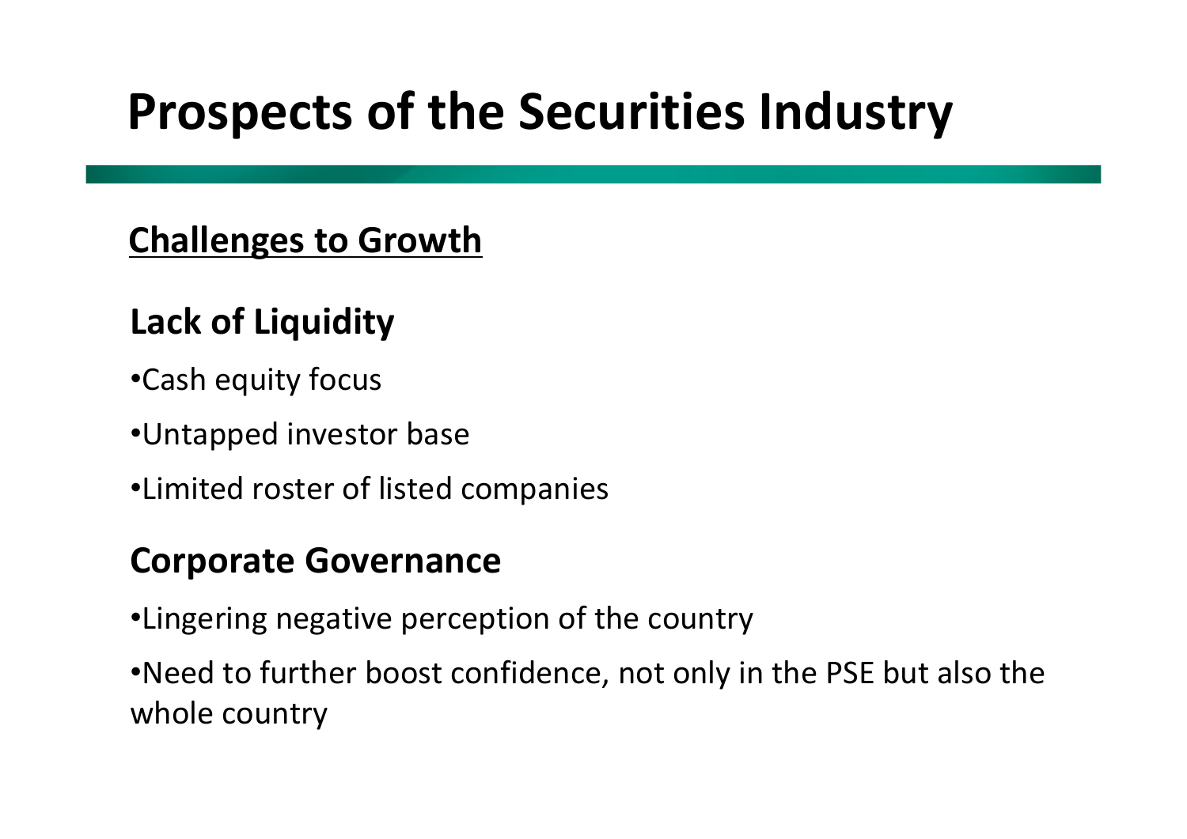# Prospects of the Securities Industry

## Challenges to Growth

### Lack of Liquidity

- Cash equity focus
- Untapped investor base
- Limited roster of listed companies

### Corporate Governance

- Lingering negative perception of the country
- Need to further boost confidence, not only in the PSE but also the whole country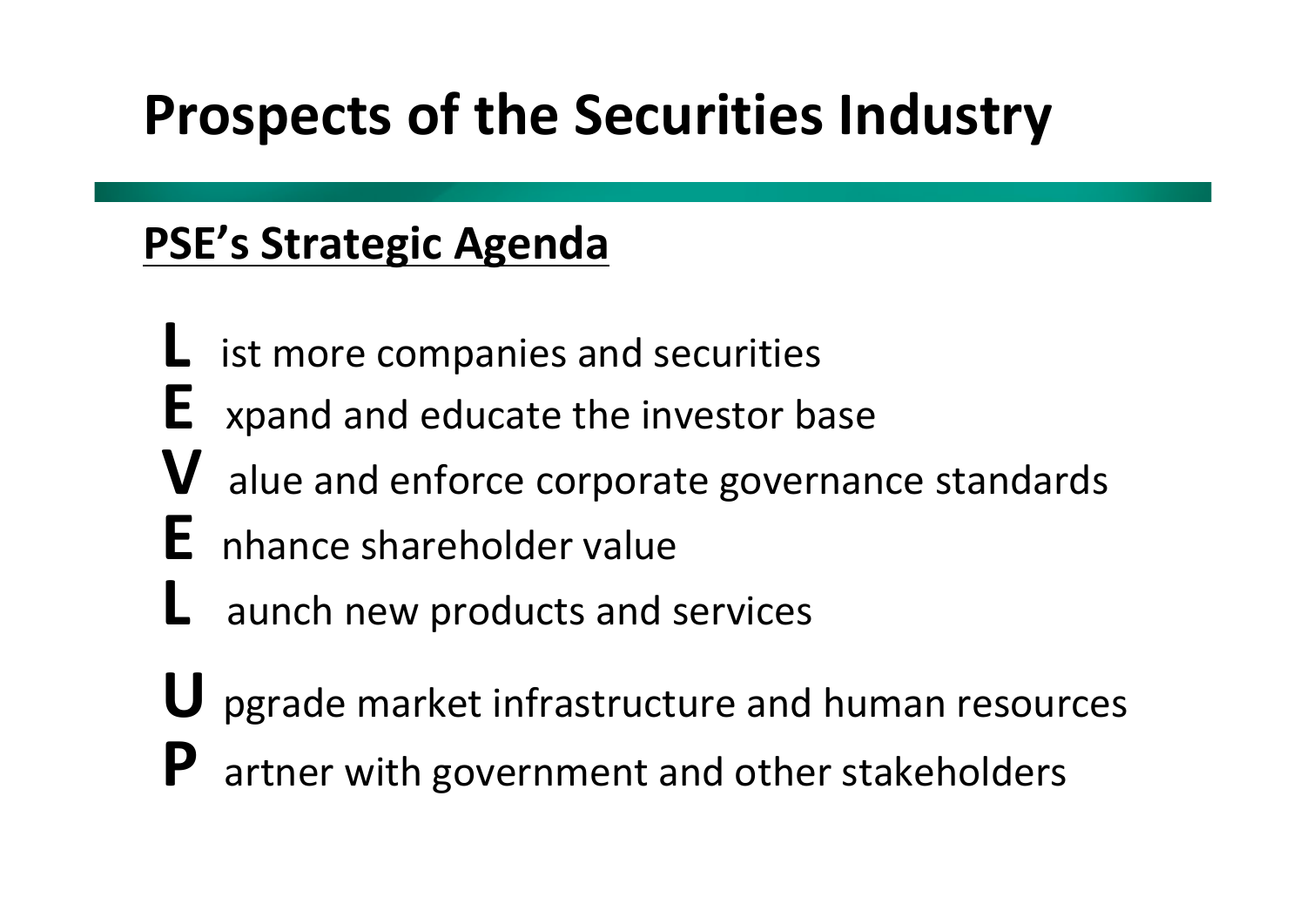# Prospects of the Securities Industry

## PSE's Strategic Agenda

**L** ist more companies and securities
**E** xpand and educate the investor base
**V** alue and enforce corporate governance standards
**E** nhance shareholder value
**L** aunch new products and services

**U** pgrade market infrastructure and human resources
**P** artner with government and other stakeholders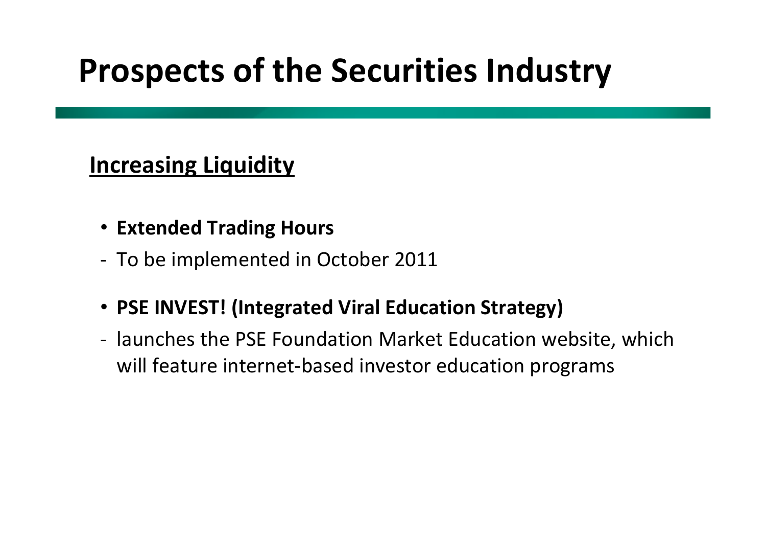# Prospects of the Securities Industry

## Increasing Liquidity

- **Extended Trading Hours**

- To be implemented in October 2011

- **PSE INVEST! (Integrated Viral Education Strategy)**

- launches the PSE Foundation Market Education website, which will feature internet-based investor education programs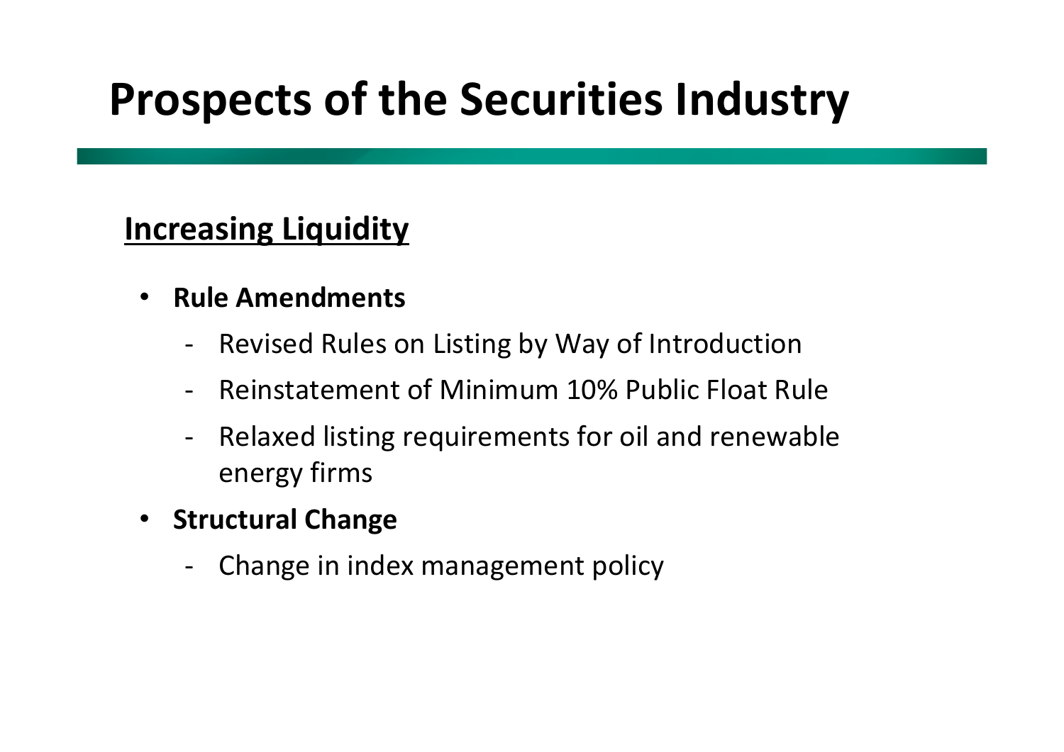# Prospects of the Securities Industry

**Increasing Liquidity**

- **Rule Amendments**
  - Revised Rules on Listing by Way of Introduction
  - Reinstatement of Minimum 10% Public Float Rule
  - Relaxed listing requirements for oil and renewable energy firms
- **Structural Change**
  - Change in index management policy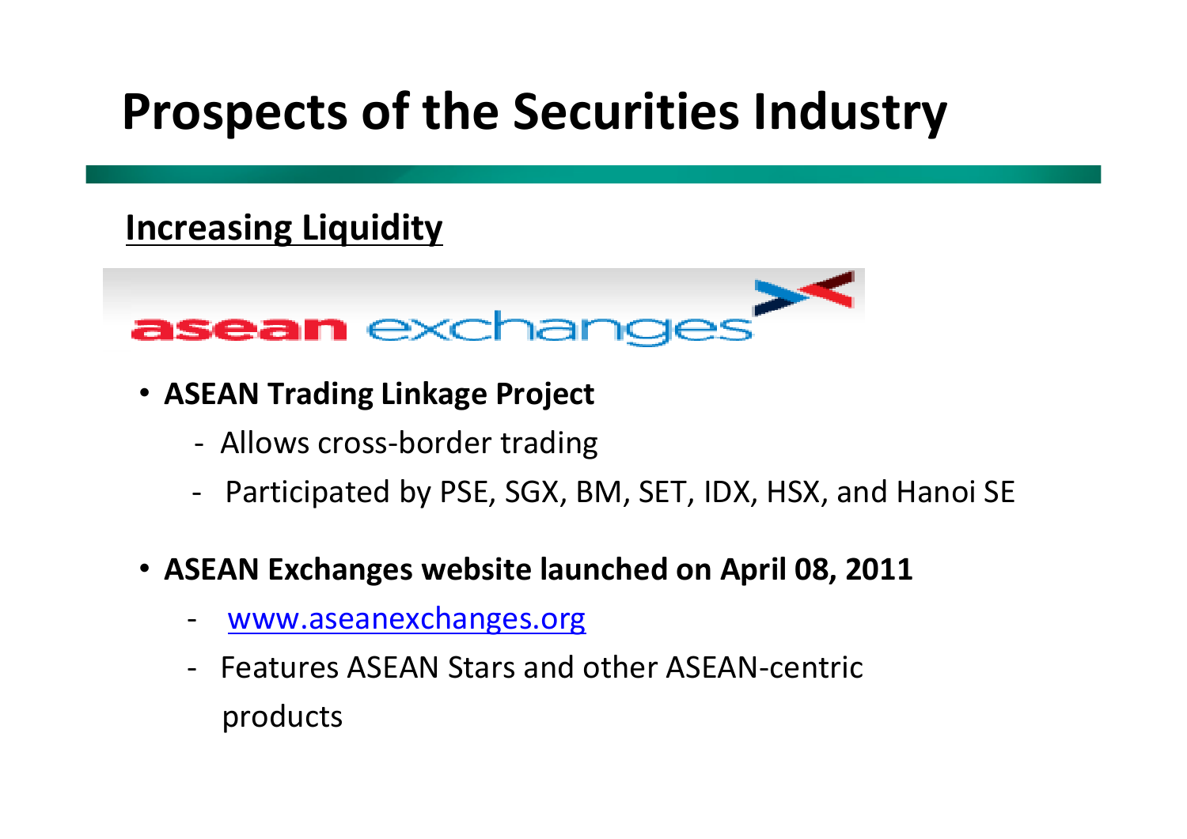# Prospects of the Securities Industry

**Increasing Liquidity**

asean exchanges

- **ASEAN Trading Linkage Project**
  - Allows cross-border trading
  - Participated by PSE, SGX, BM, SET, IDX, HSX, and Hanoi SE

- **ASEAN Exchanges website launched on April 08, 2011**
  - www.aseanexchanges.org
  - Features ASEAN Stars and other ASEAN-centric products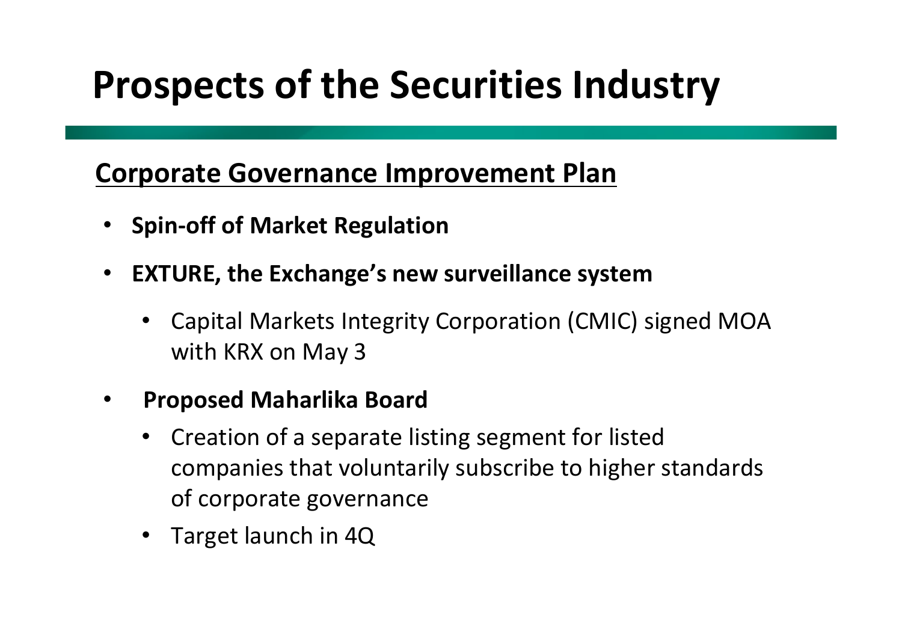# Prospects of the Securities Industry

## Corporate Governance Improvement Plan

- **Spin-off of Market Regulation**
- **EXTURE, the Exchange's new surveillance system**
  - Capital Markets Integrity Corporation (CMIC) signed MOA with KRX on May 3
- **Proposed Maharlika Board**
  - Creation of a separate listing segment for listed companies that voluntarily subscribe to higher standards of corporate governance
  - Target launch in 4Q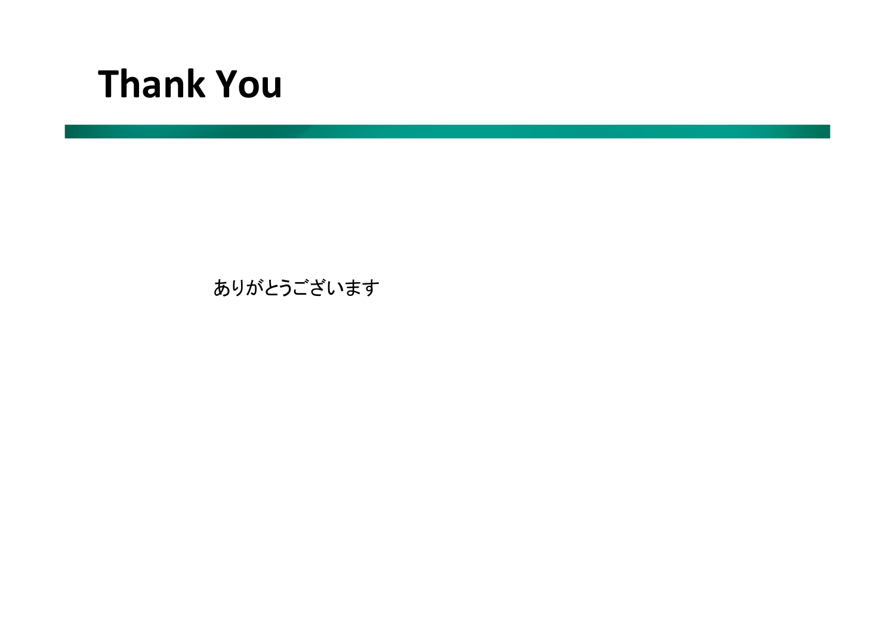# Thank You

ありがとうございます